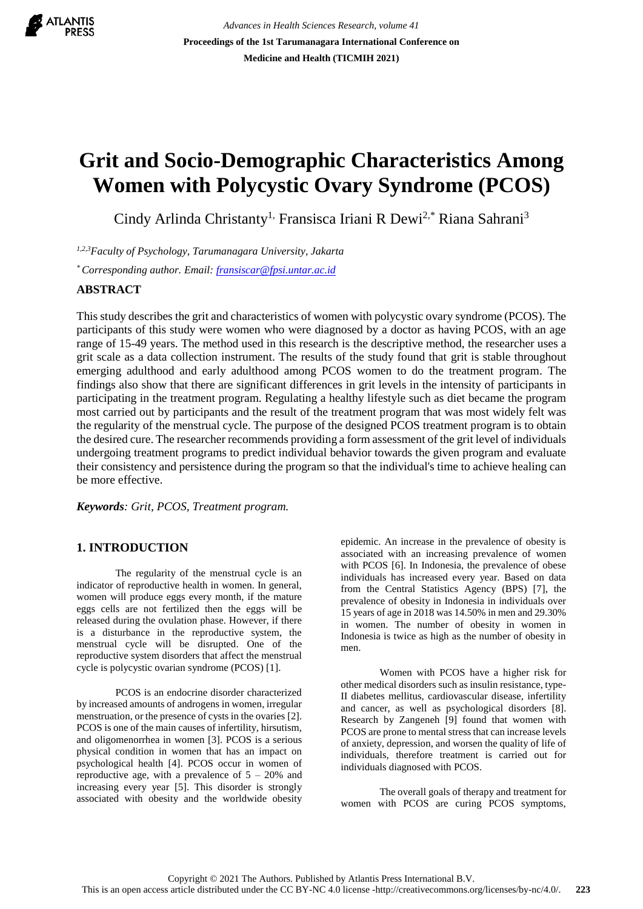# Grit and Socio-Demographic Characteristics Among Women with Polycystic Ovary Syndrome (PCOS)

Cindy Arlinda Christanty[1], Fransisca Iriani R Dewi[2,*] Riana Sahrani[3]

[1,2,3] *Faculty of Psychology, Tarumanagara University, Jakarta*

[*] *Corresponding author. Email: fransiscar@fpsi.untar.ac.id*

## ABSTRACT

This study describes the grit and characteristics of women with polycystic ovary syndrome (PCOS). The participants of this study were women who were diagnosed by a doctor as having PCOS, with an age range of 15-49 years. The method used in this research is the descriptive method, the researcher uses a grit scale as a data collection instrument. The results of the study found that grit is stable throughout emerging adulthood and early adulthood among PCOS women to do the treatment program. The findings also show that there are significant differences in grit levels in the intensity of participants in participating in the treatment program. Regulating a healthy lifestyle such as diet became the program most carried out by participants and the result of the treatment program that was most widely felt was the regularity of the menstrual cycle. The purpose of the designed PCOS treatment program is to obtain the desired cure. The researcher recommends providing a form assessment of the grit level of individuals undergoing treatment programs to predict individual behavior towards the given program and evaluate their consistency and persistence during the program so that the individual's time to achieve healing can be more effective.

***Keywords**: Grit, PCOS, Treatment program.*

## 1. INTRODUCTION

The regularity of the menstrual cycle is an indicator of reproductive health in women. In general, women will produce eggs every month, if the mature eggs cells are not fertilized then the eggs will be released during the ovulation phase. However, if there is a disturbance in the reproductive system, the menstrual cycle will be disrupted. One of the reproductive system disorders that affect the menstrual cycle is polycystic ovarian syndrome (PCOS) [1].

PCOS is an endocrine disorder characterized by increased amounts of androgens in women, irregular menstruation, or the presence of cysts in the ovaries [2]. PCOS is one of the main causes of infertility, hirsutism, and oligomenorrhea in women [3]. PCOS is a serious physical condition in women that has an impact on psychological health [4]. PCOS occur in women of reproductive age, with a prevalence of 5 – 20% and increasing every year [5]. This disorder is strongly associated with obesity and the worldwide obesity epidemic. An increase in the prevalence of obesity is associated with an increasing prevalence of women with PCOS [6]. In Indonesia, the prevalence of obese individuals has increased every year. Based on data from the Central Statistics Agency (BPS) [7], the prevalence of obesity in Indonesia in individuals over 15 years of age in 2018 was 14.50% in men and 29.30% in women. The number of obesity in women in Indonesia is twice as high as the number of obesity in men.

Women with PCOS have a higher risk for other medical disorders such as insulin resistance, type-II diabetes mellitus, cardiovascular disease, infertility and cancer, as well as psychological disorders [8]. Research by Zangeneh [9] found that women with PCOS are prone to mental stress that can increase levels of anxiety, depression, and worsen the quality of life of individuals, therefore treatment is carried out for individuals diagnosed with PCOS.

The overall goals of therapy and treatment for women with PCOS are curing PCOS symptoms,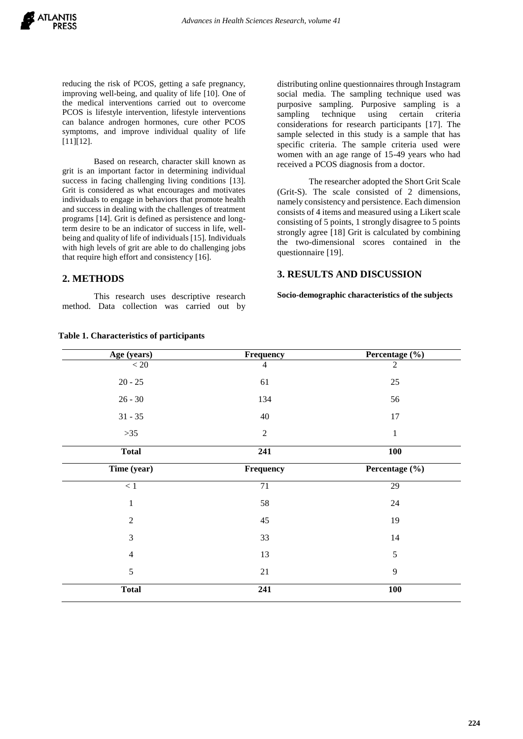reducing the risk of PCOS, getting a safe pregnancy, improving well-being, and quality of life [10]. One of the medical interventions carried out to overcome PCOS is lifestyle intervention, lifestyle interventions can balance androgen hormones, cure other PCOS symptoms, and improve individual quality of life [11][12].

Based on research, character skill known as grit is an important factor in determining individual success in facing challenging living conditions [13]. Grit is considered as what encourages and motivates individuals to engage in behaviors that promote health and success in dealing with the challenges of treatment programs [14]. Grit is defined as persistence and long-term desire to be an indicator of success in life, well-being and quality of life of individuals [15]. Individuals with high levels of grit are able to do challenging jobs that require high effort and consistency [16].

## 2. METHODS

This research uses descriptive research method. Data collection was carried out by distributing online questionnaires through Instagram social media. The sampling technique used was purposive sampling. Purposive sampling is a sampling technique using certain criteria considerations for research participants [17]. The sample selected in this study is a sample that has specific criteria. The sample criteria used were women with an age range of 15-49 years who had received a PCOS diagnosis from a doctor.

The researcher adopted the Short Grit Scale (Grit-S). The scale consisted of 2 dimensions, namely consistency and persistence. Each dimension consists of 4 items and measured using a Likert scale consisting of 5 points, 1 strongly disagree to 5 points strongly agree [18] Grit is calculated by combining the two-dimensional scores contained in the questionnaire [19].

## 3. RESULTS AND DISCUSSION

**Socio-demographic characteristics of the subjects**

**Table 1. Characteristics of participants**

| Age (years) | Frequency | Percentage (%) |
|---|---|---|
| < 20 | 4 | 2 |
| 20 - 25 | 61 | 25 |
| 26 - 30 | 134 | 56 |
| 31 - 35 | 40 | 17 |
| >35 | 2 | 1 |
| **Total** | **241** | **100** |
| **Time (year)** | **Frequency** | **Percentage (%)** |
| < 1 | 71 | 29 |
| 1 | 58 | 24 |
| 2 | 45 | 19 |
| 3 | 33 | 14 |
| 4 | 13 | 5 |
| 5 | 21 | 9 |
| **Total** | **241** | **100** |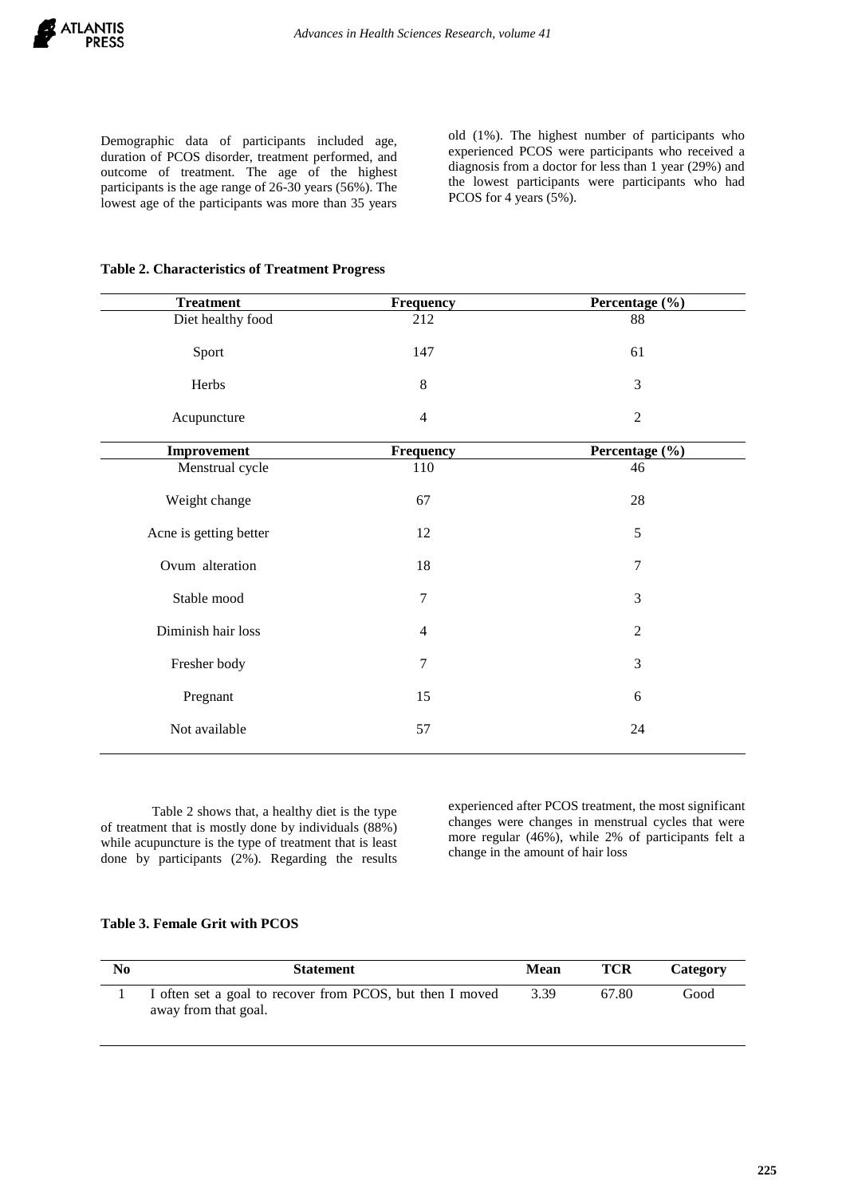Demographic data of participants included age, duration of PCOS disorder, treatment performed, and outcome of treatment. The age of the highest participants is the age range of 26-30 years (56%). The lowest age of the participants was more than 35 years old (1%). The highest number of participants who experienced PCOS were participants who received a diagnosis from a doctor for less than 1 year (29%) and the lowest participants were participants who had PCOS for 4 years (5%).

**Table 2. Characteristics of Treatment Progress**

| Treatment | Frequency | Percentage (%) |
|---|---|---|
| Diet healthy food | 212 | 88 |
| Sport | 147 | 61 |
| Herbs | 8 | 3 |
| Acupuncture | 4 | 2 |
| **Improvement** | **Frequency** | **Percentage (%)** |
| Menstrual cycle | 110 | 46 |
| Weight change | 67 | 28 |
| Acne is getting better | 12 | 5 |
| Ovum alteration | 18 | 7 |
| Stable mood | 7 | 3 |
| Diminish hair loss | 4 | 2 |
| Fresher body | 7 | 3 |
| Pregnant | 15 | 6 |
| Not available | 57 | 24 |

Table 2 shows that, a healthy diet is the type of treatment that is mostly done by individuals (88%) while acupuncture is the type of treatment that is least done by participants (2%). Regarding the results experienced after PCOS treatment, the most significant changes were changes in menstrual cycles that were more regular (46%), while 2% of participants felt a change in the amount of hair loss

**Table 3. Female Grit with PCOS**

| No | Statement | Mean | TCR | Category |
|---|---|---|---|---|
| 1 | I often set a goal to recover from PCOS, but then I moved away from that goal. | 3.39 | 67.80 | Good |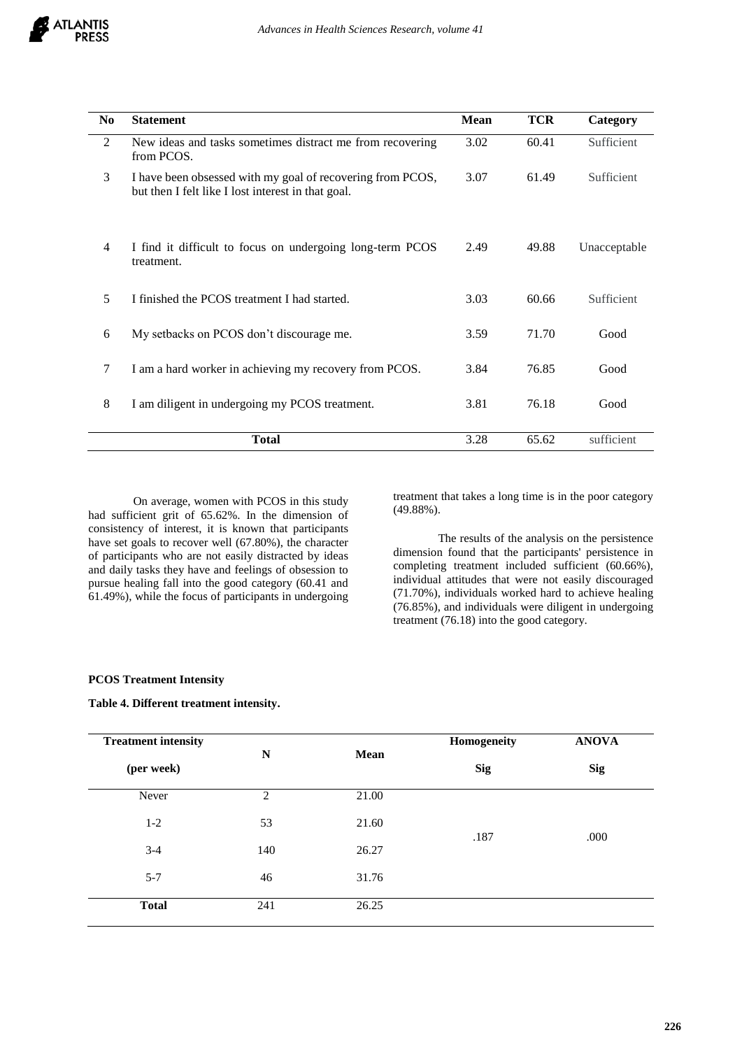| No | Statement | Mean | TCR | Category |
|---|---|---|---|---|
| 2 | New ideas and tasks sometimes distract me from recovering from PCOS. | 3.02 | 60.41 | Sufficient |
| 3 | I have been obsessed with my goal of recovering from PCOS, but then I felt like I lost interest in that goal. | 3.07 | 61.49 | Sufficient |
| 4 | I find it difficult to focus on undergoing long-term PCOS treatment. | 2.49 | 49.88 | Unacceptable |
| 5 | I finished the PCOS treatment I had started. | 3.03 | 60.66 | Sufficient |
| 6 | My setbacks on PCOS don't discourage me. | 3.59 | 71.70 | Good |
| 7 | I am a hard worker in achieving my recovery from PCOS. | 3.84 | 76.85 | Good |
| 8 | I am diligent in undergoing my PCOS treatment. | 3.81 | 76.18 | Good |
| | **Total** | 3.28 | 65.62 | sufficient |

On average, women with PCOS in this study had sufficient grit of 65.62%. In the dimension of consistency of interest, it is known that participants have set goals to recover well (67.80%), the character of participants who are not easily distracted by ideas and daily tasks they have and feelings of obsession to pursue healing fall into the good category (60.41 and 61.49%), while the focus of participants in undergoing treatment that takes a long time is in the poor category (49.88%).

The results of the analysis on the persistence dimension found that the participants' persistence in completing treatment included sufficient (60.66%), individual attitudes that were not easily discouraged (71.70%), individuals worked hard to achieve healing (76.85%), and individuals were diligent in undergoing treatment (76.18) into the good category.

**PCOS Treatment Intensity**

**Table 4. Different treatment intensity.**

| Treatment intensity (per week) | N | Mean | Homogeneity Sig | ANOVA Sig |
|---|---|---|---|---|
| Never | 2 | 21.00 | .187 | .000 |
| 1-2 | 53 | 21.60 | | |
| 3-4 | 140 | 26.27 | | |
| 5-7 | 46 | 31.76 | | |
| **Total** | 241 | 26.25 | | |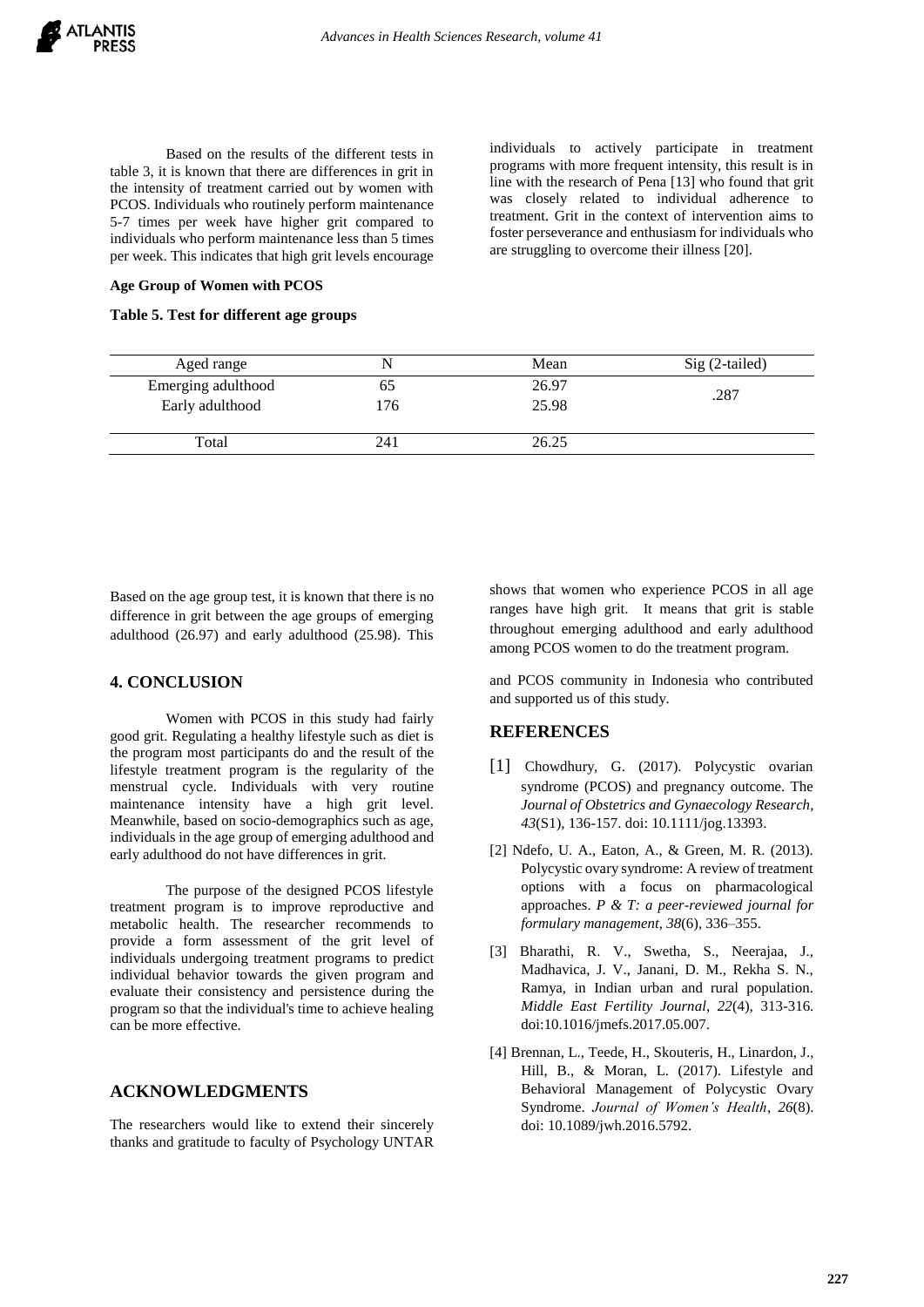Based on the results of the different tests in table 3, it is known that there are differences in grit in the intensity of treatment carried out by women with PCOS. Individuals who routinely perform maintenance 5-7 times per week have higher grit compared to individuals who perform maintenance less than 5 times per week. This indicates that high grit levels encourage individuals to actively participate in treatment programs with more frequent intensity, this result is in line with the research of Pena [13] who found that grit was closely related to individual adherence to treatment. Grit in the context of intervention aims to foster perseverance and enthusiasm for individuals who are struggling to overcome their illness [20].

**Age Group of Women with PCOS**

**Table 5. Test for different age groups**

| Aged range | N | Mean | Sig (2-tailed) |
|---|---|---|---|
| Emerging adulthood | 65 | 26.97 | .287 |
| Early adulthood | 176 | 25.98 | |
| Total | 241 | 26.25 | |

Based on the age group test, it is known that there is no difference in grit between the age groups of emerging adulthood (26.97) and early adulthood (25.98). This shows that women who experience PCOS in all age ranges have high grit. It means that grit is stable throughout emerging adulthood and early adulthood among PCOS women to do the treatment program.

## 4. CONCLUSION

Women with PCOS in this study had fairly good grit. Regulating a healthy lifestyle such as diet is the program most participants do and the result of the lifestyle treatment program is the regularity of the menstrual cycle. Individuals with very routine maintenance intensity have a high grit level. Meanwhile, based on socio-demographics such as age, individuals in the age group of emerging adulthood and early adulthood do not have differences in grit.

The purpose of the designed PCOS lifestyle treatment program is to improve reproductive and metabolic health. The researcher recommends to provide a form assessment of the grit level of individuals undergoing treatment programs to predict individual behavior towards the given program and evaluate their consistency and persistence during the program so that the individual's time to achieve healing can be more effective.

## ACKNOWLEDGMENTS

The researchers would like to extend their sincerely thanks and gratitude to faculty of Psychology UNTAR and PCOS community in Indonesia who contributed and supported us of this study.

## REFERENCES

[1] Chowdhury, G. (2017). Polycystic ovarian syndrome (PCOS) and pregnancy outcome. The *Journal of Obstetrics and Gynaecology Research*, *43*(S1), 136-157. doi: 10.1111/jog.13393.

[2] Ndefo, U. A., Eaton, A., & Green, M. R. (2013). Polycystic ovary syndrome: A review of treatment options with a focus on pharmacological approaches. *P & T: a peer-reviewed journal for formulary management*, *38*(6), 336–355.

[3] Bharathi, R. V., Swetha, S., Neerajaa, J., Madhavica, J. V., Janani, D. M., Rekha S. N., Ramya, in Indian urban and rural population. *Middle East Fertility Journal*, *22*(4), 313-316. doi:10.1016/jmefs.2017.05.007.

[4] Brennan, L., Teede, H., Skouteris, H., Linardon, J., Hill, B., & Moran, L. (2017). Lifestyle and Behavioral Management of Polycystic Ovary Syndrome. *Journal of Women's Health*, *26*(8). doi: 10.1089/jwh.2016.5792.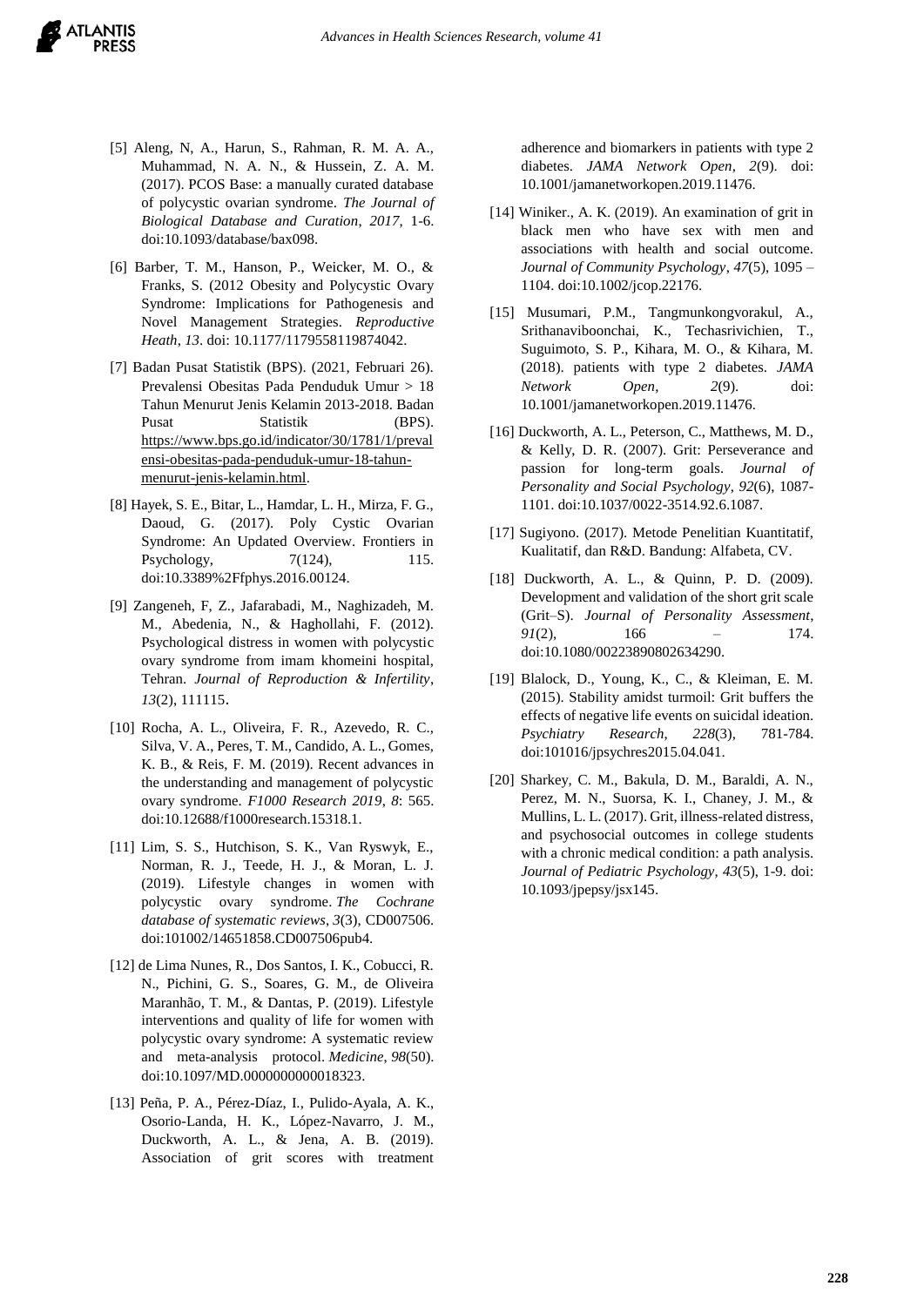[5] Aleng, N, A., Harun, S., Rahman, R. M. A. A., Muhammad, N. A. N., & Hussein, Z. A. M. (2017). PCOS Base: a manually curated database of polycystic ovarian syndrome. *The Journal of Biological Database and Curation*, *2017*, 1-6. doi:10.1093/database/bax098.

[6] Barber, T. M., Hanson, P., Weicker, M. O., & Franks, S. (2012 Obesity and Polycystic Ovary Syndrome: Implications for Pathogenesis and Novel Management Strategies. *Reproductive Heath*, *13*. doi: 10.1177/1179558119874042.

[7] Badan Pusat Statistik (BPS). (2021, Februari 26). Prevalensi Obesitas Pada Penduduk Umur > 18 Tahun Menurut Jenis Kelamin 2013-2018. Badan Pusat Statistik (BPS). https://www.bps.go.id/indicator/30/1781/1/prevalensi-obesitas-pada-penduduk-umur-18-tahun-menurut-jenis-kelamin.html.

[8] Hayek, S. E., Bitar, L., Hamdar, L. H., Mirza, F. G., Daoud, G. (2017). Poly Cystic Ovarian Syndrome: An Updated Overview. Frontiers in Psychology, 7(124), 115. doi:10.3389%2Ffphys.2016.00124.

[9] Zangeneh, F, Z., Jafarabadi, M., Naghizadeh, M. M., Abedenia, N., & Haghollahi, F. (2012). Psychological distress in women with polycystic ovary syndrome from imam khomeini hospital, Tehran. *Journal of Reproduction & Infertility*, *13*(2), 111115.

[10] Rocha, A. L., Oliveira, F. R., Azevedo, R. C., Silva, V. A., Peres, T. M., Candido, A. L., Gomes, K. B., & Reis, F. M. (2019). Recent advances in the understanding and management of polycystic ovary syndrome. *F1000 Research 2019*, *8*: 565. doi:10.12688/f1000research.15318.1.

[11] Lim, S. S., Hutchison, S. K., Van Ryswyk, E., Norman, R. J., Teede, H. J., & Moran, L. J. (2019). Lifestyle changes in women with polycystic ovary syndrome. *The Cochrane database of systematic reviews*, *3*(3), CD007506. doi:101002/14651858.CD007506pub4.

[12] de Lima Nunes, R., Dos Santos, I. K., Cobucci, R. N., Pichini, G. S., Soares, G. M., de Oliveira Maranhão, T. M., & Dantas, P. (2019). Lifestyle interventions and quality of life for women with polycystic ovary syndrome: A systematic review and meta-analysis protocol. *Medicine*, *98*(50). doi:10.1097/MD.0000000000018323.

[13] Peña, P. A., Pérez-Díaz, I., Pulido-Ayala, A. K., Osorio-Landa, H. K., López-Navarro, J. M., Duckworth, A. L., & Jena, A. B. (2019). Association of grit scores with treatment adherence and biomarkers in patients with type 2 diabetes. *JAMA Network Open*, *2*(9). doi: 10.1001/jamanetworkopen.2019.11476.

[14] Winiker., A. K. (2019). An examination of grit in black men who have sex with men and associations with health and social outcome. *Journal of Community Psychology*, *47*(5), 1095 – 1104. doi:10.1002/jcop.22176.

[15] Musumari, P.M., Tangmunkongvorakul, A., Srithanaviboonchai, K., Techasrivichien, T., Suguimoto, S. P., Kihara, M. O., & Kihara, M. (2018). patients with type 2 diabetes. *JAMA Network Open*, *2*(9). doi: 10.1001/jamanetworkopen.2019.11476.

[16] Duckworth, A. L., Peterson, C., Matthews, M. D., & Kelly, D. R. (2007). Grit: Perseverance and passion for long-term goals. *Journal of Personality and Social Psychology*, *92*(6), 1087-1101. doi:10.1037/0022-3514.92.6.1087.

[17] Sugiyono. (2017). Metode Penelitian Kuantitatif, Kualitatif, dan R&D. Bandung: Alfabeta, CV.

[18] Duckworth, A. L., & Quinn, P. D. (2009). Development and validation of the short grit scale (Grit–S). *Journal of Personality Assessment*, *91*(2), 166 – 174. doi:10.1080/00223890802634290.

[19] Blalock, D., Young, K., C., & Kleiman, E. M. (2015). Stability amidst turmoil: Grit buffers the effects of negative life events on suicidal ideation. *Psychiatry Research*, *228*(3), 781-784. doi:101016/jpsychres2015.04.041.

[20] Sharkey, C. M., Bakula, D. M., Baraldi, A. N., Perez, M. N., Suorsa, K. I., Chaney, J. M., & Mullins, L. L. (2017). Grit, illness-related distress, and psychosocial outcomes in college students with a chronic medical condition: a path analysis. *Journal of Pediatric Psychology*, *43*(5), 1-9. doi: 10.1093/jpepsy/jsx145.